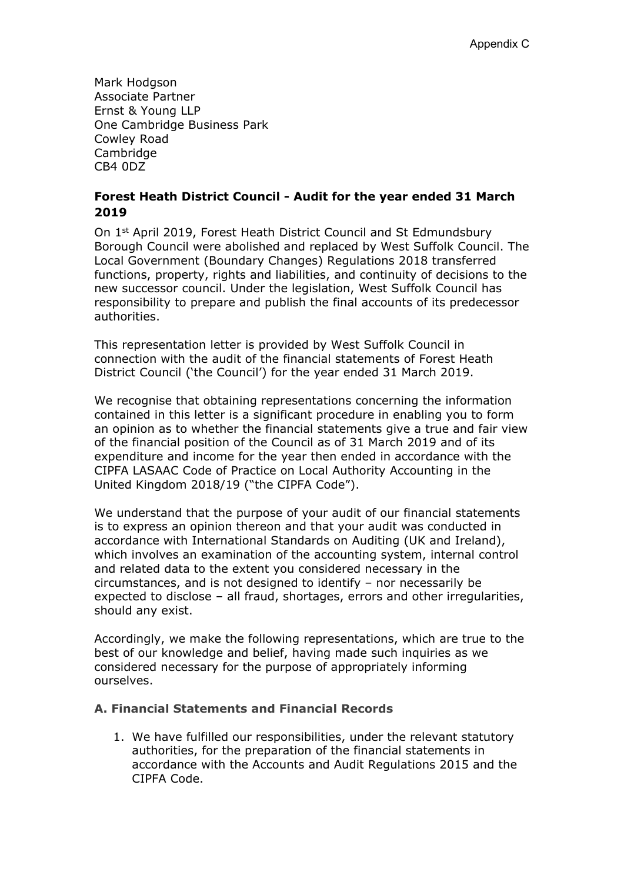Appendix C

Mark Hodgson
Associate Partner
Ernst & Young LLP
One Cambridge Business Park
Cowley Road
Cambridge
CB4 0DZ

**Forest Heath District Council - Audit for the year ended 31 March 2019**

On 1st April 2019, Forest Heath District Council and St Edmundsbury Borough Council were abolished and replaced by West Suffolk Council. The Local Government (Boundary Changes) Regulations 2018 transferred functions, property, rights and liabilities, and continuity of decisions to the new successor council. Under the legislation, West Suffolk Council has responsibility to prepare and publish the final accounts of its predecessor authorities.

This representation letter is provided by West Suffolk Council in connection with the audit of the financial statements of Forest Heath District Council ('the Council') for the year ended 31 March 2019.

We recognise that obtaining representations concerning the information contained in this letter is a significant procedure in enabling you to form an opinion as to whether the financial statements give a true and fair view of the financial position of the Council as of 31 March 2019 and of its expenditure and income for the year then ended in accordance with the CIPFA LASAAC Code of Practice on Local Authority Accounting in the United Kingdom 2018/19 ("the CIPFA Code").

We understand that the purpose of your audit of our financial statements is to express an opinion thereon and that your audit was conducted in accordance with International Standards on Auditing (UK and Ireland), which involves an examination of the accounting system, internal control and related data to the extent you considered necessary in the circumstances, and is not designed to identify – nor necessarily be expected to disclose – all fraud, shortages, errors and other irregularities, should any exist.

Accordingly, we make the following representations, which are true to the best of our knowledge and belief, having made such inquiries as we considered necessary for the purpose of appropriately informing ourselves.

### A. Financial Statements and Financial Records

1. We have fulfilled our responsibilities, under the relevant statutory authorities, for the preparation of the financial statements in accordance with the Accounts and Audit Regulations 2015 and the CIPFA Code.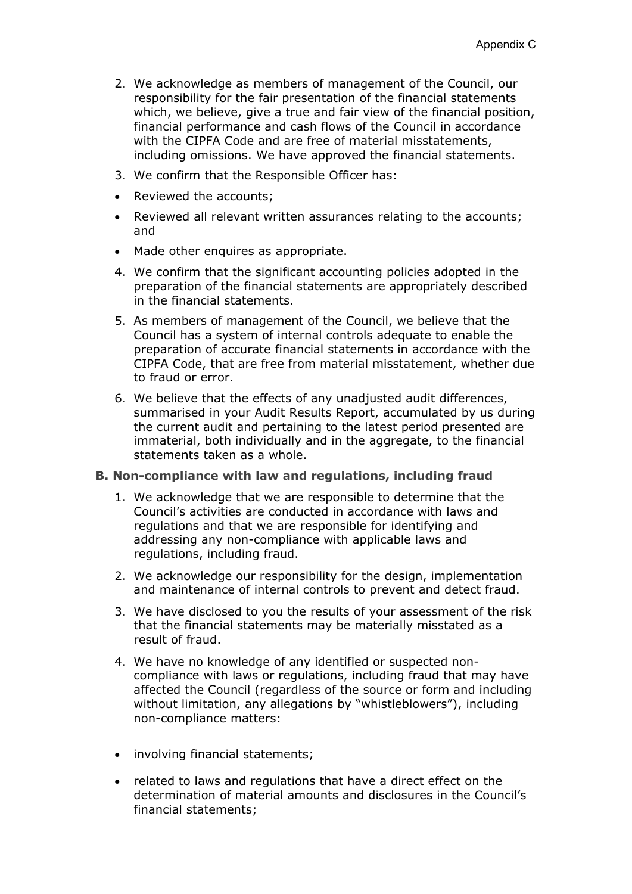2. We acknowledge as members of management of the Council, our responsibility for the fair presentation of the financial statements which, we believe, give a true and fair view of the financial position, financial performance and cash flows of the Council in accordance with the CIPFA Code and are free of material misstatements, including omissions. We have approved the financial statements.
3. We confirm that the Responsible Officer has:

- Reviewed the accounts;
- Reviewed all relevant written assurances relating to the accounts; and
- Made other enquires as appropriate.

4. We confirm that the significant accounting policies adopted in the preparation of the financial statements are appropriately described in the financial statements.
5. As members of management of the Council, we believe that the Council has a system of internal controls adequate to enable the preparation of accurate financial statements in accordance with the CIPFA Code, that are free from material misstatement, whether due to fraud or error.
6. We believe that the effects of any unadjusted audit differences, summarised in your Audit Results Report, accumulated by us during the current audit and pertaining to the latest period presented are immaterial, both individually and in the aggregate, to the financial statements taken as a whole.

**B. Non-compliance with law and regulations, including fraud**

1. We acknowledge that we are responsible to determine that the Council's activities are conducted in accordance with laws and regulations and that we are responsible for identifying and addressing any non-compliance with applicable laws and regulations, including fraud.
2. We acknowledge our responsibility for the design, implementation and maintenance of internal controls to prevent and detect fraud.
3. We have disclosed to you the results of your assessment of the risk that the financial statements may be materially misstated as a result of fraud.
4. We have no knowledge of any identified or suspected non-compliance with laws or regulations, including fraud that may have affected the Council (regardless of the source or form and including without limitation, any allegations by "whistleblowers"), including non-compliance matters:

- involving financial statements;
- related to laws and regulations that have a direct effect on the determination of material amounts and disclosures in the Council's financial statements;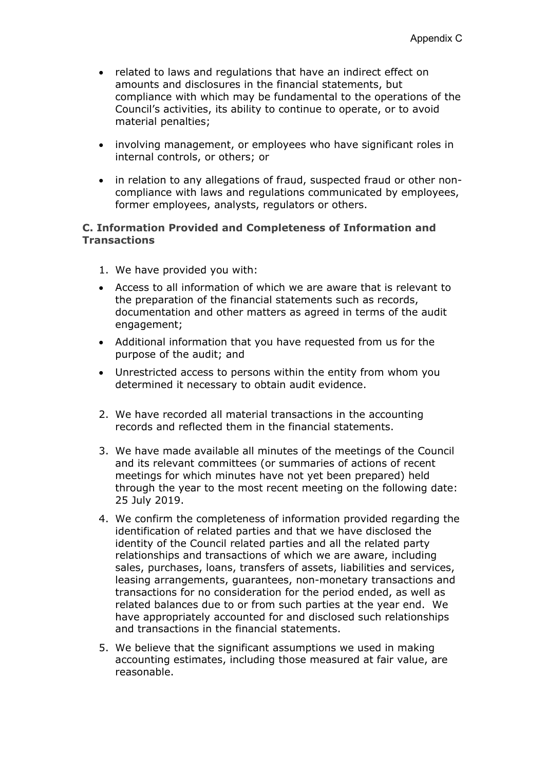- related to laws and regulations that have an indirect effect on amounts and disclosures in the financial statements, but compliance with which may be fundamental to the operations of the Council's activities, its ability to continue to operate, or to avoid material penalties;
- involving management, or employees who have significant roles in internal controls, or others; or
- in relation to any allegations of fraud, suspected fraud or other non-compliance with laws and regulations communicated by employees, former employees, analysts, regulators or others.

### C. Information Provided and Completeness of Information and Transactions

1. We have provided you with:

- Access to all information of which we are aware that is relevant to the preparation of the financial statements such as records, documentation and other matters as agreed in terms of the audit engagement;
- Additional information that you have requested from us for the purpose of the audit; and
- Unrestricted access to persons within the entity from whom you determined it necessary to obtain audit evidence.

2. We have recorded all material transactions in the accounting records and reflected them in the financial statements.
3. We have made available all minutes of the meetings of the Council and its relevant committees (or summaries of actions of recent meetings for which minutes have not yet been prepared) held through the year to the most recent meeting on the following date: 25 July 2019.
4. We confirm the completeness of information provided regarding the identification of related parties and that we have disclosed the identity of the Council related parties and all the related party relationships and transactions of which we are aware, including sales, purchases, loans, transfers of assets, liabilities and services, leasing arrangements, guarantees, non-monetary transactions and transactions for no consideration for the period ended, as well as related balances due to or from such parties at the year end. We have appropriately accounted for and disclosed such relationships and transactions in the financial statements.
5. We believe that the significant assumptions we used in making accounting estimates, including those measured at fair value, are reasonable.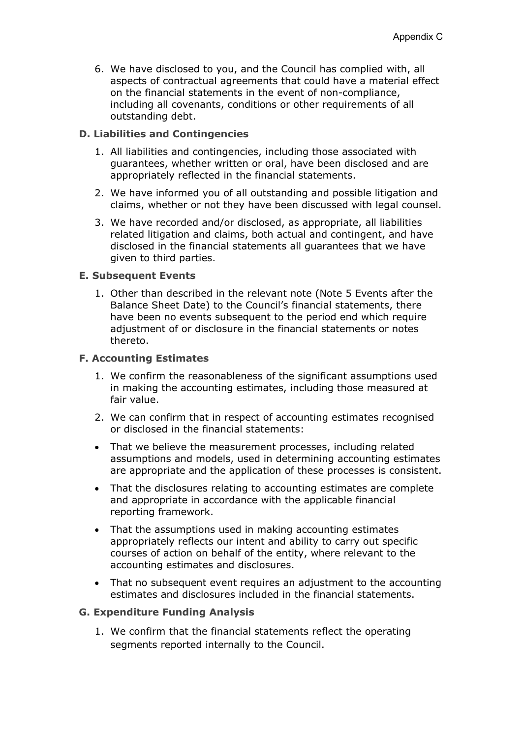6. We have disclosed to you, and the Council has complied with, all aspects of contractual agreements that could have a material effect on the financial statements in the event of non-compliance, including all covenants, conditions or other requirements of all outstanding debt.

### D. Liabilities and Contingencies

1. All liabilities and contingencies, including those associated with guarantees, whether written or oral, have been disclosed and are appropriately reflected in the financial statements.
2. We have informed you of all outstanding and possible litigation and claims, whether or not they have been discussed with legal counsel.
3. We have recorded and/or disclosed, as appropriate, all liabilities related litigation and claims, both actual and contingent, and have disclosed in the financial statements all guarantees that we have given to third parties.

### E. Subsequent Events

1. Other than described in the relevant note (Note 5 Events after the Balance Sheet Date) to the Council's financial statements, there have been no events subsequent to the period end which require adjustment of or disclosure in the financial statements or notes thereto.

### F. Accounting Estimates

1. We confirm the reasonableness of the significant assumptions used in making the accounting estimates, including those measured at fair value.
2. We can confirm that in respect of accounting estimates recognised or disclosed in the financial statements:

- That we believe the measurement processes, including related assumptions and models, used in determining accounting estimates are appropriate and the application of these processes is consistent.
- That the disclosures relating to accounting estimates are complete and appropriate in accordance with the applicable financial reporting framework.
- That the assumptions used in making accounting estimates appropriately reflects our intent and ability to carry out specific courses of action on behalf of the entity, where relevant to the accounting estimates and disclosures.
- That no subsequent event requires an adjustment to the accounting estimates and disclosures included in the financial statements.

### G. Expenditure Funding Analysis

1. We confirm that the financial statements reflect the operating segments reported internally to the Council.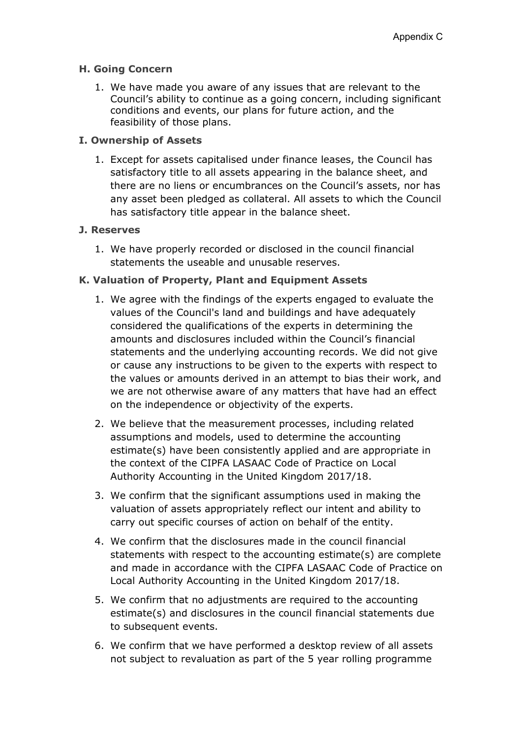### H. Going Concern

1. We have made you aware of any issues that are relevant to the Council's ability to continue as a going concern, including significant conditions and events, our plans for future action, and the feasibility of those plans.

### I. Ownership of Assets

1. Except for assets capitalised under finance leases, the Council has satisfactory title to all assets appearing in the balance sheet, and there are no liens or encumbrances on the Council's assets, nor has any asset been pledged as collateral. All assets to which the Council has satisfactory title appear in the balance sheet.

### J. Reserves

1. We have properly recorded or disclosed in the council financial statements the useable and unusable reserves.

### K. Valuation of Property, Plant and Equipment Assets

1. We agree with the findings of the experts engaged to evaluate the values of the Council's land and buildings and have adequately considered the qualifications of the experts in determining the amounts and disclosures included within the Council's financial statements and the underlying accounting records. We did not give or cause any instructions to be given to the experts with respect to the values or amounts derived in an attempt to bias their work, and we are not otherwise aware of any matters that have had an effect on the independence or objectivity of the experts.
2. We believe that the measurement processes, including related assumptions and models, used to determine the accounting estimate(s) have been consistently applied and are appropriate in the context of the CIPFA LASAAC Code of Practice on Local Authority Accounting in the United Kingdom 2017/18.
3. We confirm that the significant assumptions used in making the valuation of assets appropriately reflect our intent and ability to carry out specific courses of action on behalf of the entity.
4. We confirm that the disclosures made in the council financial statements with respect to the accounting estimate(s) are complete and made in accordance with the CIPFA LASAAC Code of Practice on Local Authority Accounting in the United Kingdom 2017/18.
5. We confirm that no adjustments are required to the accounting estimate(s) and disclosures in the council financial statements due to subsequent events.
6. We confirm that we have performed a desktop review of all assets not subject to revaluation as part of the 5 year rolling programme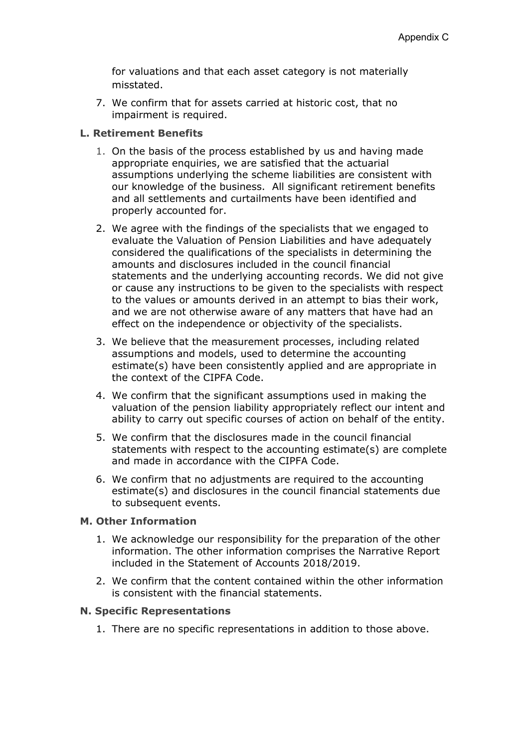for valuations and that each asset category is not materially misstated.

7. We confirm that for assets carried at historic cost, that no impairment is required.

**L. Retirement Benefits**

1. On the basis of the process established by us and having made appropriate enquiries, we are satisfied that the actuarial assumptions underlying the scheme liabilities are consistent with our knowledge of the business. All significant retirement benefits and all settlements and curtailments have been identified and properly accounted for.
2. We agree with the findings of the specialists that we engaged to evaluate the Valuation of Pension Liabilities and have adequately considered the qualifications of the specialists in determining the amounts and disclosures included in the council financial statements and the underlying accounting records. We did not give or cause any instructions to be given to the specialists with respect to the values or amounts derived in an attempt to bias their work, and we are not otherwise aware of any matters that have had an effect on the independence or objectivity of the specialists.
3. We believe that the measurement processes, including related assumptions and models, used to determine the accounting estimate(s) have been consistently applied and are appropriate in the context of the CIPFA Code.
4. We confirm that the significant assumptions used in making the valuation of the pension liability appropriately reflect our intent and ability to carry out specific courses of action on behalf of the entity.
5. We confirm that the disclosures made in the council financial statements with respect to the accounting estimate(s) are complete and made in accordance with the CIPFA Code.
6. We confirm that no adjustments are required to the accounting estimate(s) and disclosures in the council financial statements due to subsequent events.

**M. Other Information**

1. We acknowledge our responsibility for the preparation of the other information. The other information comprises the Narrative Report included in the Statement of Accounts 2018/2019.
2. We confirm that the content contained within the other information is consistent with the financial statements.

**N. Specific Representations**

1. There are no specific representations in addition to those above.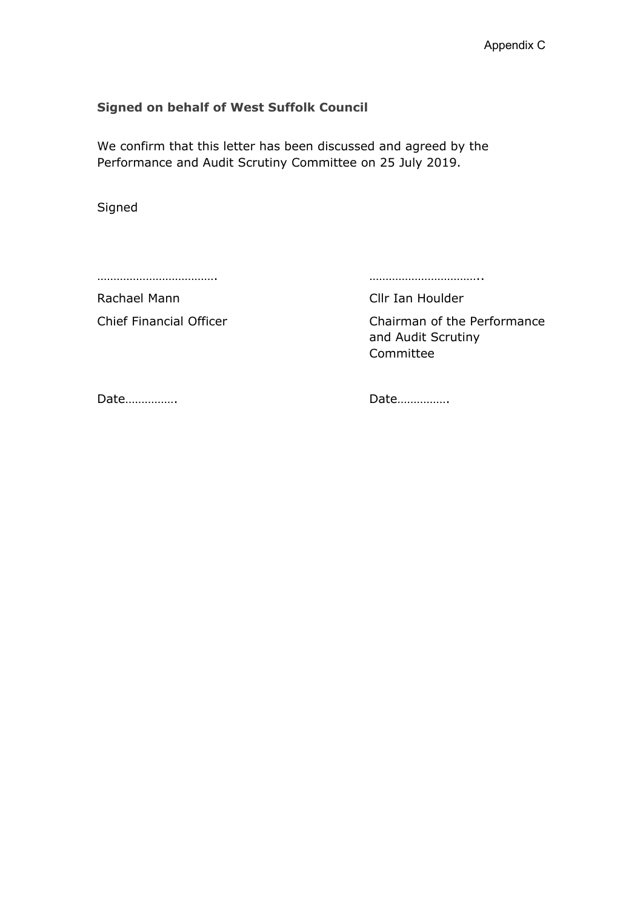Appendix C

**Signed on behalf of West Suffolk Council**

We confirm that this letter has been discussed and agreed by the Performance and Audit Scrutiny Committee on 25 July 2019.

Signed

| | |
|---|---|
| ………………………………. | …………………………….. |
| Rachael Mann | Cllr Ian Houlder |
| Chief Financial Officer | Chairman of the Performance and Audit Scrutiny Committee |
| Date……………. | Date……………. |